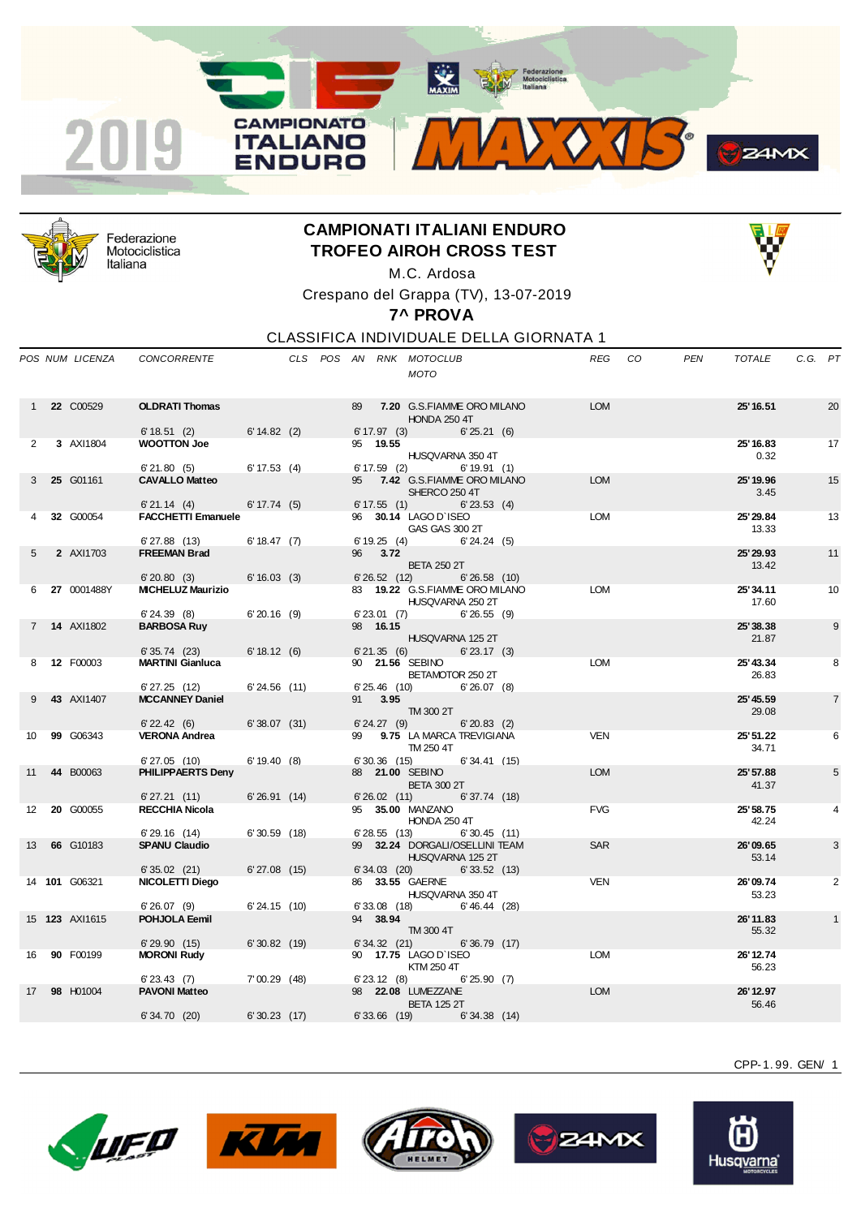# CAMPIONATI ITALIANI ENDURO
## TROFEO AIROH CROSS TEST

M.C. Ardosa

Crespano del Grappa (TV), 13-07-2019

**7^ PROVA**

CLASSIFICA INDIVIDUALE DELLA GIORNATA 1

| POS | NUM | LICENZA | CONCORRENTE | CLS | POS | AN | RNK | MOTOCLUB / MOTO | REG | CO | PEN | TOTALE | C.G. | PT |
|---|---|---|---|---|---|---|---|---|---|---|---|---|---|---|
| 1 | **22** | C00529 | **OLDRATI Thomas** | | | 89 | **7.20** | G.S.FIAMME ORO MILANO / HONDA 250 4T | LOM | | | **25'16.51** | | 20 |
| | | | 6'18.51 (2) 6'14.82 (2) 6'17.97 (3) 6'25.21 (6) | | | | | | | | | | | |
| 2 | **3** | AXI1804 | **WOOTTON Joe** | | | 95 | **19.55** | HUSQVARNA 350 4T | | | | **25'16.83** 0.32 | | 17 |
| | | | 6'21.80 (5) 6'17.53 (4) 6'17.59 (2) 6'19.91 (1) | | | | | | | | | | | |
| 3 | **25** | G01161 | **CAVALLO Matteo** | | | 95 | **7.42** | G.S.FIAMME ORO MILANO / SHERCO 250 4T | LOM | | | **25'19.96** 3.45 | | 15 |
| | | | 6'21.14 (4) 6'17.74 (5) 6'17.55 (1) 6'23.53 (4) | | | | | | | | | | | |
| 4 | **32** | G00054 | **FACCHETTI Emanuele** | | | 96 | **30.14** | LAGO D`ISEO / GAS GAS 300 2T | LOM | | | **25'29.84** 13.33 | | 13 |
| | | | 6'27.88 (13) 6'18.47 (7) 6'19.25 (4) 6'24.24 (5) | | | | | | | | | | | |
| 5 | **2** | AXI1703 | **FREEMAN Brad** | | | 96 | **3.72** | BETA 250 2T | | | | **25'29.93** 13.42 | | 11 |
| | | | 6'20.80 (3) 6'16.03 (3) 6'26.52 (12) 6'26.58 (10) | | | | | | | | | | | |
| 6 | **27** | 0001488Y | **MICHELUZ Maurizio** | | | 83 | **19.22** | G.S.FIAMME ORO MILANO / HUSQVARNA 250 2T | LOM | | | **25'34.11** 17.60 | | 10 |
| | | | 6'24.39 (8) 6'20.16 (9) 6'23.01 (7) 6'26.55 (9) | | | | | | | | | | | |
| 7 | **14** | AXI1802 | **BARBOSA Ruy** | | | 98 | **16.15** | HUSQVARNA 125 2T | | | | **25'38.38** 21.87 | | 9 |
| | | | 6'35.74 (23) 6'18.12 (6) 6'21.35 (6) 6'23.17 (3) | | | | | | | | | | | |
| 8 | **12** | F00003 | **MARTINI Gianluca** | | | 90 | **21.56** | SEBINO / BETAMOTOR 250 2T | LOM | | | **25'43.34** 26.83 | | 8 |
| | | | 6'27.25 (12) 6'24.56 (11) 6'25.46 (10) 6'26.07 (8) | | | | | | | | | | | |
| 9 | **43** | AXI1407 | **MCCANNEY Daniel** | | | 91 | **3.95** | TM 300 2T | | | | **25'45.59** 29.08 | | 7 |
| | | | 6'22.42 (6) 6'38.07 (31) 6'24.27 (9) 6'20.83 (2) | | | | | | | | | | | |
| 10 | **99** | G06343 | **VERONA Andrea** | | | 99 | **9.75** | LA MARCA TREVIGIANA / TM 250 4T | VEN | | | **25'51.22** 34.71 | | 6 |
| | | | 6'27.05 (10) 6'19.40 (8) 6'30.36 (15) 6'34.41 (15) | | | | | | | | | | | |
| 11 | **44** | B00063 | **PHILIPPAERTS Deny** | | | 88 | **21.00** | SEBINO / BETA 300 2T | LOM | | | **25'57.88** 41.37 | | 5 |
| | | | 6'27.21 (11) 6'26.91 (14) 6'26.02 (11) 6'37.74 (18) | | | | | | | | | | | |
| 12 | **20** | G00055 | **RECCHIA Nicola** | | | 95 | **35.00** | MANZANO / HONDA 250 4T | FVG | | | **25'58.75** 42.24 | | 4 |
| | | | 6'29.16 (14) 6'30.59 (18) 6'28.55 (13) 6'30.45 (11) | | | | | | | | | | | |
| 13 | **66** | G10183 | **SPANU Claudio** | | | 99 | **32.24** | DORGALI/OSELLINI TEAM / HUSQVARNA 125 2T | SAR | | | **26'09.65** 53.14 | | 3 |
| | | | 6'35.02 (21) 6'27.08 (15) 6'34.03 (20) 6'33.52 (13) | | | | | | | | | | | |
| 14 | **101** | G06321 | **NICOLETTI Diego** | | | 86 | **33.55** | GAERNE / HUSQVARNA 350 4T | VEN | | | **26'09.74** 53.23 | | 2 |
| | | | 6'26.07 (9) 6'24.15 (10) 6'33.08 (18) 6'46.44 (28) | | | | | | | | | | | |
| 15 | **123** | AXI1615 | **POHJOLA Eemil** | | | 94 | **38.94** | TM 300 4T | | | | **26'11.83** 55.32 | | 1 |
| | | | 6'29.90 (15) 6'30.82 (19) 6'34.32 (21) 6'36.79 (17) | | | | | | | | | | | |
| 16 | **90** | F00199 | **MORONI Rudy** | | | 90 | **17.75** | LAGO D`ISEO / KTM 250 4T | LOM | | | **26'12.74** 56.23 | | |
| | | | 6'23.43 (7) 7'00.29 (48) 6'23.12 (8) 6'25.90 (7) | | | | | | | | | | | |
| 17 | **98** | H01004 | **PAVONI Matteo** | | | 98 | **22.08** | LUMEZZANE / BETA 125 2T | LOM | | | **26'12.97** 56.46 | | |
| | | | 6'34.70 (20) 6'30.23 (17) 6'33.66 (19) 6'34.38 (14) | | | | | | | | | | | |

CPP-1.99. GEN/ 1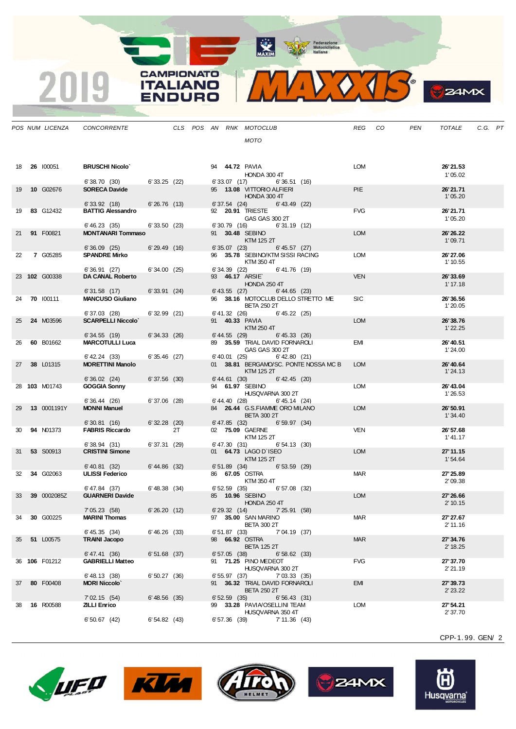| POS | NUM | LICENZA | CONCORRENTE | CLS | POS | AN | RNK | MOTOCLUB / MOTO | REG | CO | PEN | TOTALE | C.G. | PT |
|---|---|---|---|---|---|---|---|---|---|---|---|---|---|---|
| 18 | **26** | I00051 | **BRUSCHI Nicolo`** | | | 94 | **44.72** | PAVIA / HONDA 300 4T | LOM | | | **26'21.53** 1'05.02 | | |
| | | | 6'38.70 (30) | 6'33.25 (22) | | | | 6'33.07 (17) 6'36.51 (16) | | | | | | |
| 19 | **10** | G02676 | **SORECA Davide** | | | 95 | **13.08** | VITTORIO ALFIERI / HONDA 300 4T | PIE | | | **26'21.71** 1'05.20 | | |
| | | | 6'33.92 (18) | 6'26.76 (13) | | | | 6'37.54 (24) 6'43.49 (22) | | | | | | |
| 19 | **83** | G12432 | **BATTIG Alessandro** | | | 92 | **20.91** | TRIESTE / GAS GAS 300 2T | FVG | | | **26'21.71** 1'05.20 | | |
| | | | 6'46.23 (35) | 6'33.50 (23) | | | | 6'30.79 (16) 6'31.19 (12) | | | | | | |
| 21 | **91** | F00821 | **MONTANARI Tommaso** | | | 91 | **30.48** | SEBINO / KTM 125 2T | LOM | | | **26'26.22** 1'09.71 | | |
| | | | 6'36.09 (25) | 6'29.49 (16) | | | | 6'35.07 (23) 6'45.57 (27) | | | | | | |
| 22 | **7** | G05285 | **SPANDRE Mirko** | | | 96 | **35.78** | SEBINO/KTM SISSI RACING / KTM 350 4T | LOM | | | **26'27.06** 1'10.55 | | |
| | | | 6'36.91 (27) | 6'34.00 (25) | | | | 6'34.39 (22) 6'41.76 (19) | | | | | | |
| 23 | **102** | G00338 | **DA CANAL Roberto** | | | 93 | **46.17** | ARSIE` / HONDA 250 4T | VEN | | | **26'33.69** 1'17.18 | | |
| | | | 6'31.58 (17) | 6'33.91 (24) | | | | 6'43.55 (27) 6'44.65 (23) | | | | | | |
| 24 | **70** | I00111 | **MANCUSO Giuliano** | | | 96 | **38.16** | MOTOCLUB DELLO STRETTO ME / BETA 250 2T | SIC | | | **26'36.56** 1'20.05 | | |
| | | | 6'37.03 (28) | 6'32.99 (21) | | | | 6'41.32 (26) 6'45.22 (25) | | | | | | |
| 25 | **24** | M03596 | **SCARPELLI Niccolo`** | | | 91 | **40.33** | PAVIA / KTM 250 4T | LOM | | | **26'38.76** 1'22.25 | | |
| | | | 6'34.55 (19) | 6'34.33 (26) | | | | 6'44.55 (29) 6'45.33 (26) | | | | | | |
| 26 | **60** | B01662 | **MARCOTULLI Luca** | | | 89 | **35.59** | TRIAL DAVID FORNAROLI / GAS GAS 300 2T | EMI | | | **26'40.51** 1'24.00 | | |
| | | | 6'42.24 (33) | 6'35.46 (27) | | | | 6'40.01 (25) 6'42.80 (21) | | | | | | |
| 27 | **38** | L01315 | **MORETTINI Manolo** | | | 01 | **38.81** | BERGAMO/SC. PONTE NOSSA MC B / KTM 125 2T | LOM | | | **26'40.64** 1'24.13 | | |
| | | | 6'36.02 (24) | 6'37.56 (30) | | | | 6'44.61 (30) 6'42.45 (20) | | | | | | |
| 28 | **103** | M01743 | **GOGGIA Sonny** | | | 94 | **61.97** | SEBINO / HUSQVARNA 300 2T | LOM | | | **26'43.04** 1'26.53 | | |
| | | | 6'36.44 (26) | 6'37.06 (28) | | | | 6'44.40 (28) 6'45.14 (24) | | | | | | |
| 29 | **13** | 0001191Y | **MONNI Manuel** | | | 84 | **26.44** | G.S.FIAMME ORO MILANO / BETA 300 2T | LOM | | | **26'50.91** 1'34.40 | | |
| | | | 6'30.81 (16) | 6'32.28 (20) | | | | 6'47.85 (32) 6'59.97 (34) | | | | | | |
| 30 | **94** | N01373 | **FABRIS Riccardo** | 2T | | 02 | **75.09** | GAERNE / KTM 125 2T | VEN | | | **26'57.68** 1'41.17 | | |
| | | | 6'38.94 (31) | 6'37.31 (29) | | | | 6'47.30 (31) 6'54.13 (30) | | | | | | |
| 31 | **53** | S00913 | **CRISTINI Simone** | | | 01 | **64.73** | LAGO D`ISEO / KTM 125 2T | LOM | | | **27'11.15** 1'54.64 | | |
| | | | 6'40.81 (32) | 6'44.86 (32) | | | | 6'51.89 (34) 6'53.59 (29) | | | | | | |
| 32 | **34** | G02063 | **ULISSI Federico** | | | 86 | **67.05** | OSTRA / KTM 350 4T | MAR | | | **27'25.89** 2'09.38 | | |
| | | | 6'47.84 (37) | 6'48.38 (34) | | | | 6'52.59 (35) 6'57.08 (32) | | | | | | |
| 33 | **39** | 0002085Z | **GUARNERI Davide** | | | 85 | **10.96** | SEBINO / HONDA 250 4T | LOM | | | **27'26.66** 2'10.15 | | |
| | | | 7'05.23 (58) | 6'26.20 (12) | | | | 6'29.32 (14) 7'25.91 (58) | | | | | | |
| 34 | **30** | G00225 | **MARINI Thomas** | | | 97 | **35.00** | SAN MARINO / BETA 300 2T | MAR | | | **27'27.67** 2'11.16 | | |
| | | | 6'45.35 (34) | 6'46.26 (33) | | | | 6'51.87 (33) 7'04.19 (37) | | | | | | |
| 35 | **51** | L00575 | **TRAINI Jacopo** | | | 98 | **66.92** | OSTRA / BETA 125 2T | MAR | | | **27'34.76** 2'18.25 | | |
| | | | 6'47.41 (36) | 6'51.68 (37) | | | | 6'57.05 (38) 6'58.62 (33) | | | | | | |
| 36 | **106** | F01212 | **GABRIELLI Matteo** | | | 91 | **71.25** | PINO MEDEOT / HUSQVARNA 300 2T | FVG | | | **27'37.70** 2'21.19 | | |
| | | | 6'48.13 (38) | 6'50.27 (36) | | | | 6'55.97 (37) 7'03.33 (35) | | | | | | |
| 37 | **80** | F00408 | **MORI Niccolo`** | | | 91 | **36.32** | TRIAL DAVID FORNAROLI / BETA 250 2T | EMI | | | **27'39.73** 2'23.22 | | |
| | | | 7'02.15 (54) | 6'48.56 (35) | | | | 6'52.59 (35) 6'56.43 (31) | | | | | | |
| 38 | **16** | R00588 | **ZILLI Enrico** | | | 99 | **33.28** | PAVIA/OSELLINI TEAM / HUSQVARNA 350 4T | LOM | | | **27'54.21** 2'37.70 | | |
| | | | 6'50.67 (42) | 6'54.82 (43) | | | | 6'57.36 (39) 7'11.36 (43) | | | | | | |

CPP-1.99. GEN/ 2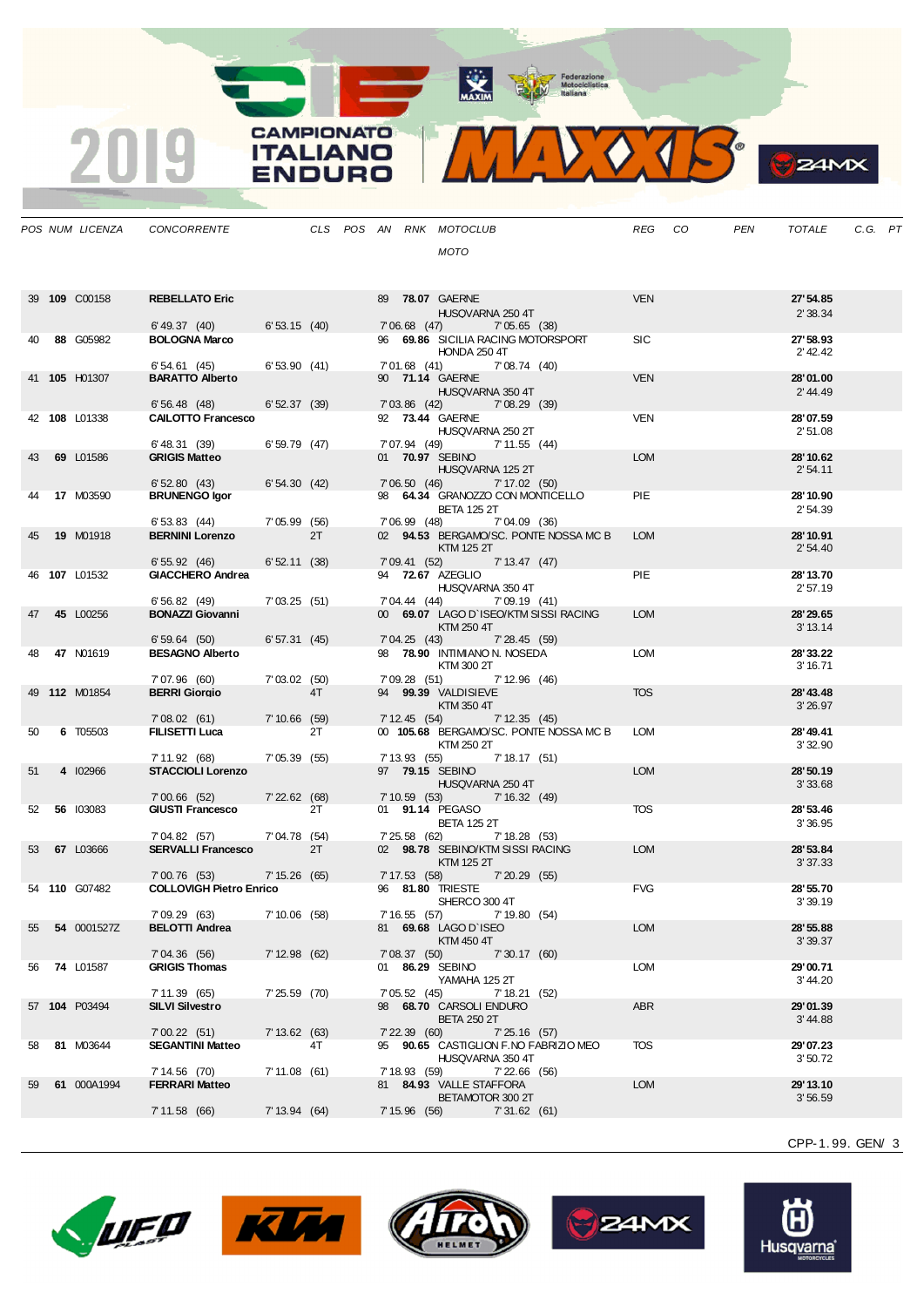| POS | NUM | LICENZA | CONCORRENTE | | CLS | POS | AN | RNK | MOTOCLUB / MOTO | | REG | CO | PEN | TOTALE | C.G. | PT |
|---|---|---|---|---|---|---|---|---|---|---|---|---|---|---|---|---|
| 39 | **109** | C00158 | **REBELLATO Eric** | | | | 89 | **78.07** | GAERNE / HUSQVARNA 250 4T | | VEN | | | **27' 54.85** / 2' 38.34 | | |
| | | | 6' 49.37 (40) | 6' 53.15 (40) | | | 7' 06.68 (47) | | 7' 05.65 (38) | | | | | | | |
| 40 | **88** | G05982 | **BOLOGNA Marco** | | | | 96 | **69.86** | SICILIA RACING MOTORSPORT / HONDA 250 4T | | SIC | | | **27' 58.93** / 2' 42.42 | | |
| | | | 6' 54.61 (45) | 6' 53.90 (41) | | | 7' 01.68 (41) | | 7' 08.74 (40) | | | | | | | |
| 41 | **105** | H01307 | **BARATTO Alberto** | | | | 90 | **71.14** | GAERNE / HUSQVARNA 350 4T | | VEN | | | **28' 01.00** / 2' 44.49 | | |
| | | | 6' 56.48 (48) | 6' 52.37 (39) | | | 7' 03.86 (42) | | 7' 08.29 (39) | | | | | | | |
| 42 | **108** | L01338 | **CAILOTTO Francesco** | | | | 92 | **73.44** | GAERNE / HUSQVARNA 250 2T | | VEN | | | **28' 07.59** / 2' 51.08 | | |
| | | | 6' 48.31 (39) | 6' 59.79 (47) | | | 7' 07.94 (49) | | 7' 11.55 (44) | | | | | | | |
| 43 | **69** | L01586 | **GRIGIS Matteo** | | | | 01 | **70.97** | SEBINO / HUSQVARNA 125 2T | | LOM | | | **28' 10.62** / 2' 54.11 | | |
| | | | 6' 52.80 (43) | 6' 54.30 (42) | | | 7' 06.50 (46) | | 7' 17.02 (50) | | | | | | | |
| 44 | **17** | M03590 | **BRUNENGO Igor** | | | | 98 | **64.34** | GRANOZZO CON MONTICELLO / BETA 125 2T | | PIE | | | **28' 10.90** / 2' 54.39 | | |
| | | | 6' 53.83 (44) | 7' 05.99 (56) | | | 7' 06.99 (48) | | 7' 04.09 (36) | | | | | | | |
| 45 | **19** | M01918 | **BERNINI Lorenzo** | | 2T | | 02 | **94.53** | BERGAMO/SC. PONTE NOSSA MC B / KTM 125 2T | | LOM | | | **28' 10.91** / 2' 54.40 | | |
| | | | 6' 55.92 (46) | 6' 52.11 (38) | | | 7' 09.41 (52) | | 7' 13.47 (47) | | | | | | | |
| 46 | **107** | L01532 | **GIACCHERO Andrea** | | | | 94 | **72.67** | AZEGLIO / HUSQVARNA 350 4T | | PIE | | | **28' 13.70** / 2' 57.19 | | |
| | | | 6' 56.82 (49) | 7' 03.25 (51) | | | 7' 04.44 (44) | | 7' 09.19 (41) | | | | | | | |
| 47 | **45** | L00256 | **BONAZZI Giovanni** | | | | 00 | **69.07** | LAGO D`ISEO/KTM SISSI RACING / KTM 250 4T | | LOM | | | **28' 29.65** / 3' 13.14 | | |
| | | | 6' 59.64 (50) | 6' 57.31 (45) | | | 7' 04.25 (43) | | 7' 28.45 (59) | | | | | | | |
| 48 | **47** | N01619 | **BESAGNO Alberto** | | | | 98 | **78.90** | INTIMIANO N. NOSEDA / KTM 300 2T | | LOM | | | **28' 33.22** / 3' 16.71 | | |
| | | | 7' 07.96 (60) | 7' 03.02 (50) | | | 7' 09.28 (51) | | 7' 12.96 (46) | | | | | | | |
| 49 | **112** | M01854 | **BERRI Giorgio** | | 4T | | 94 | **99.39** | VALDISIEVE / KTM 350 4T | | TOS | | | **28' 43.48** / 3' 26.97 | | |
| | | | 7' 08.02 (61) | 7' 10.66 (59) | | | 7' 12.45 (54) | | 7' 12.35 (45) | | | | | | | |
| 50 | **6** | T05503 | **FILISETTI Luca** | | 2T | | 00 | **105.68** | BERGAMO/SC. PONTE NOSSA MC B / KTM 250 2T | | LOM | | | **28' 49.41** / 3' 32.90 | | |
| | | | 7' 11.92 (68) | 7' 05.39 (55) | | | 7' 13.93 (55) | | 7' 18.17 (51) | | | | | | | |
| 51 | **4** | I02966 | **STACCIOLI Lorenzo** | | | | 97 | **79.15** | SEBINO / HUSQVARNA 250 4T | | LOM | | | **28' 50.19** / 3' 33.68 | | |
| | | | 7' 00.66 (52) | 7' 22.62 (68) | | | 7' 10.59 (53) | | 7' 16.32 (49) | | | | | | | |
| 52 | **56** | I03083 | **GIUSTI Francesco** | | 2T | | 01 | **91.14** | PEGASO / BETA 125 2T | | TOS | | | **28' 53.46** / 3' 36.95 | | |
| | | | 7' 04.82 (57) | 7' 04.78 (54) | | | 7' 25.58 (62) | | 7' 18.28 (53) | | | | | | | |
| 53 | **67** | L03666 | **SERVALLI Francesco** | | 2T | | 02 | **98.78** | SEBINO/KTM SISSI RACING / KTM 125 2T | | LOM | | | **28' 53.84** / 3' 37.33 | | |
| | | | 7' 00.76 (53) | 7' 15.26 (65) | | | 7' 17.53 (58) | | 7' 20.29 (55) | | | | | | | |
| 54 | **110** | G07482 | **COLLOVIGH Pietro Enrico** | | | | 96 | **81.80** | TRIESTE / SHERCO 300 4T | | FVG | | | **28' 55.70** / 3' 39.19 | | |
| | | | 7' 09.29 (63) | 7' 10.06 (58) | | | 7' 16.55 (57) | | 7' 19.80 (54) | | | | | | | |
| 55 | **54** | 0001527Z | **BELOTTI Andrea** | | | | 81 | **69.68** | LAGO D`ISEO / KTM 450 4T | | LOM | | | **28' 55.88** / 3' 39.37 | | |
| | | | 7' 04.36 (56) | 7' 12.98 (62) | | | 7' 08.37 (50) | | 7' 30.17 (60) | | | | | | | |
| 56 | **74** | L01587 | **GRIGIS Thomas** | | | | 01 | **86.29** | SEBINO / YAMAHA 125 2T | | LOM | | | **29' 00.71** / 3' 44.20 | | |
| | | | 7' 11.39 (65) | 7' 25.59 (70) | | | 7' 05.52 (45) | | 7' 18.21 (52) | | | | | | | |
| 57 | **104** | P03494 | **SILVI Silvestro** | | | | 98 | **68.70** | CARSOLI ENDURO / BETA 250 2T | | ABR | | | **29' 01.39** / 3' 44.88 | | |
| | | | 7' 00.22 (51) | 7' 13.62 (63) | | | 7' 22.39 (60) | | 7' 25.16 (57) | | | | | | | |
| 58 | **81** | M03644 | **SEGANTINI Matteo** | | 4T | | 95 | **90.65** | CASTIGLION F.NO FABRIZIO MEO / HUSQVARNA 350 4T | | TOS | | | **29' 07.23** / 3' 50.72 | | |
| | | | 7' 14.56 (70) | 7' 11.08 (61) | | | 7' 18.93 (59) | | 7' 22.66 (56) | | | | | | | |
| 59 | **61** | 000A1994 | **FERRARI Matteo** | | | | 81 | **84.93** | VALLE STAFFORA / BETAMOTOR 300 2T | | LOM | | | **29' 13.10** / 3' 56.59 | | |
| | | | 7' 11.58 (66) | 7' 13.94 (64) | | | 7' 15.96 (56) | | 7' 31.62 (61) | | | | | | | |

CPP-1.99. GEN/ 3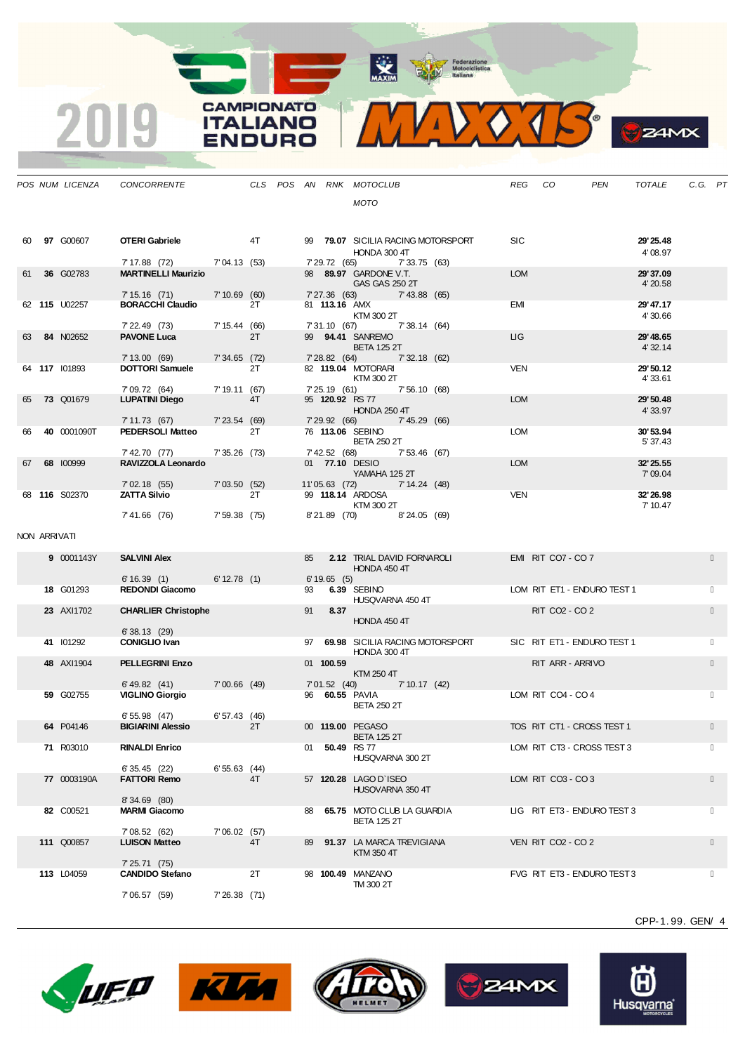| POS | NUM | LICENZA | CONCORRENTE | CLS | POS | AN | RNK | MOTOCLUB / MOTO | REG | CO | PEN | TOTALE | C.G. | PT |
|---|---|---|---|---|---|---|---|---|---|---|---|---|---|---|
| 60 | **97** | G00607 | **OTERI Gabriele** | 4T | | 99 | **79.07** | SICILIA RACING MOTORSPORT / HONDA 300 4T | SIC | | | **29'25.48** / 4'08.97 | | |
| | | | 7'17.88 (72) / 7'04.13 (53) | | | | | 7'29.72 (65) / 7'33.75 (63) | | | | | | |
| 61 | **36** | G02783 | **MARTINELLI Maurizio** | | | 98 | **89.97** | GARDONE V.T. / GAS GAS 250 2T | LOM | | | **29'37.09** / 4'20.58 | | |
| | | | 7'15.16 (71) / 7'10.69 (60) | | | | | 7'27.36 (63) / 7'43.88 (65) | | | | | | |
| 62 | **115** | U02257 | **BORACCHI Claudio** | 2T | | 81 | **113.16** | AMX / KTM 300 2T | EMI | | | **29'47.17** / 4'30.66 | | |
| | | | 7'22.49 (73) / 7'15.44 (66) | | | | | 7'31.10 (67) / 7'38.14 (64) | | | | | | |
| 63 | **84** | N02652 | **PAVONE Luca** | 2T | | 99 | **94.41** | SANREMO / BETA 125 2T | LIG | | | **29'48.65** / 4'32.14 | | |
| | | | 7'13.00 (69) / 7'34.65 (72) | | | | | 7'28.82 (64) / 7'32.18 (62) | | | | | | |
| 64 | **117** | I01893 | **DOTTORI Samuele** | 2T | | 82 | **119.04** | MOTORARI / KTM 300 2T | VEN | | | **29'50.12** / 4'33.61 | | |
| | | | 7'09.72 (64) / 7'19.11 (67) | | | | | 7'25.19 (61) / 7'56.10 (68) | | | | | | |
| 65 | **73** | Q01679 | **LUPATINI Diego** | 4T | | 95 | **120.92** | RS 77 / HONDA 250 4T | LOM | | | **29'50.48** / 4'33.97 | | |
| | | | 7'11.73 (67) / 7'23.54 (69) | | | | | 7'29.92 (66) / 7'45.29 (66) | | | | | | |
| 66 | **40** | 0001090T | **PEDERSOLI Matteo** | 2T | | 76 | **113.06** | SEBINO / BETA 250 2T | LOM | | | **30'53.94** / 5'37.43 | | |
| | | | 7'42.70 (77) / 7'35.26 (73) | | | | | 7'42.52 (68) / 7'53.46 (67) | | | | | | |
| 67 | **68** | I00999 | **RAVIZZOLA Leonardo** | | | 01 | **77.10** | DESIO / YAMAHA 125 2T | LOM | | | **32'25.55** / 7'09.04 | | |
| | | | 7'02.18 (55) / 7'03.50 (52) | | | | | 11'05.63 (72) / 7'14.24 (48) | | | | | | |
| 68 | **116** | S02370 | **ZATTA Silvio** | 2T | | 99 | **118.14** | ARDOSA / KTM 300 2T | VEN | | | **32'26.98** / 7'10.47 | | |
| | | | 7'41.66 (76) / 7'59.38 (75) | | | | | 8'21.89 (70) / 8'24.05 (69) | | | | | | |

NON ARRIVATI

| POS | NUM | LICENZA | CONCORRENTE | CLS | POS | AN | RNK | MOTOCLUB / MOTO | REG | CO | PEN | TOTALE | C.G. | PT |
|---|---|---|---|---|---|---|---|---|---|---|---|---|---|---|
| | **9** | 0001143Y | **SALVINI Alex** | | | 85 | **2.12** | TRIAL DAVID FORNAROLI / HONDA 450 4T | EMI | RIT CO7 - CO 7 | | | | |
| | | | 6'16.39 (1) / 6'12.78 (1) | | | | | 6'19.65 (5) | | | | | | |
| | **18** | G01293 | **REDONDI Giacomo** | | | 93 | **6.39** | SEBINO / HUSQVARNA 450 4T | LOM | RIT ET1 - ENDURO TEST 1 | | | | |
| | **23** | AXI1702 | **CHARLIER Christophe** | | | 91 | **8.37** | HONDA 450 4T | | RIT CO2 - CO 2 | | | | |
| | | | 6'38.13 (29) | | | | | | | | | | | |
| | **41** | I01292 | **CONIGLIO Ivan** | | | 97 | **69.98** | SICILIA RACING MOTORSPORT / HONDA 300 4T | SIC | RIT ET1 - ENDURO TEST 1 | | | | |
| | **48** | AXI1904 | **PELLEGRINI Enzo** | | | 01 | **100.59** | KTM 250 4T | | RIT ARR - ARRIVO | | | | |
| | | | 6'49.82 (41) / 7'00.66 (49) | | | | | 7'01.52 (40) / 7'10.17 (42) | | | | | | |
| | **59** | G02755 | **VIGLINO Giorgio** | | | 96 | **60.55** | PAVIA / BETA 250 2T | LOM | RIT CO4 - CO 4 | | | | |
| | | | 6'55.98 (47) / 6'57.43 (46) | | | | | | | | | | | |
| | **64** | P04146 | **BIGIARINI Alessio** | 2T | | 00 | **119.00** | PEGASO / BETA 125 2T | TOS | RIT CT1 - CROSS TEST 1 | | | | |
| | **71** | R03010 | **RINALDI Enrico** | | | 01 | **50.49** | RS 77 / HUSQVARNA 300 2T | LOM | RIT CT3 - CROSS TEST 3 | | | | |
| | | | 6'35.45 (22) / 6'55.63 (44) | | | | | | | | | | | |
| | **77** | 0003190A | **FATTORI Remo** | 4T | | 57 | **120.28** | LAGO D`ISEO / HUSQVARNA 350 4T | LOM | RIT CO3 - CO 3 | | | | |
| | | | 8'34.69 (80) | | | | | | | | | | | |
| | **82** | C00521 | **MARMI Giacomo** | | | 88 | **65.75** | MOTO CLUB LA GUARDIA / BETA 125 2T | LIG | RIT ET3 - ENDURO TEST 3 | | | | |
| | | | 7'08.52 (62) / 7'06.02 (57) | | | | | | | | | | | |
| | **111** | Q00857 | **LUISON Matteo** | 4T | | 89 | **91.37** | LA MARCA TREVIGIANA / KTM 350 4T | VEN | RIT CO2 - CO 2 | | | | |
| | | | 7'25.71 (75) | | | | | | | | | | | |
| | **113** | L04059 | **CANDIDO Stefano** | 2T | | 98 | **100.49** | MANZANO / TM 300 2T | FVG | RIT ET3 - ENDURO TEST 3 | | | | |
| | | | 7'06.57 (59) / 7'26.38 (71) | | | | | | | | | | | |

CPP-1.99. GEN/ 4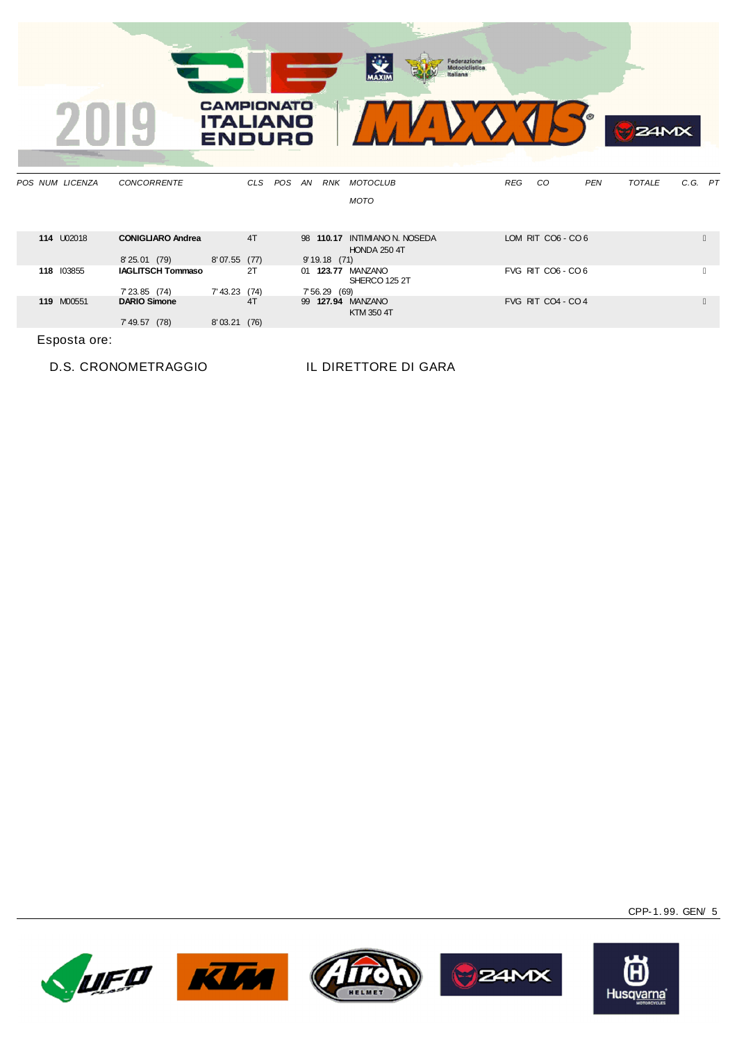| POS | NUM | LICENZA | CONCORRENTE | | CLS | POS | AN | RNK | MOTOCLUB / MOTO | REG | CO | PEN | TOTALE | C.G. | PT |
|---|---|---|---|---|---|---|---|---|---|---|---|---|---|---|---|
| | **114** | U02018 | **CONIGLIARO Andrea** | | 4T | | 98 | **110.17** | INTIMIANO N. NOSEDA HONDA 250 4T | LOM | RIT CO6 - CO 6 | | | | |
| | | | 8' 25.01 (79) | 8' 07.55 (77) | | | 9' 19.18 (71) | | | | | | | | |
| | **118** | I03855 | **IAGLITSCH Tommaso** | | 2T | | 01 | **123.77** | MANZANO SHERCO 125 2T | FVG | RIT CO6 - CO 6 | | | | |
| | | | 7' 23.85 (74) | 7' 43.23 (74) | | | 7' 56.29 (69) | | | | | | | | |
| | **119** | M00551 | **DARIO Simone** | | 4T | | 99 | **127.94** | MANZANO KTM 350 4T | FVG | RIT CO4 - CO 4 | | | | |
| | | | 7' 49.57 (78) | 8' 03.21 (76) | | | | | | | | | | | |

Esposta ore:

D.S. CRONOMETRAGGIO

IL DIRETTORE DI GARA